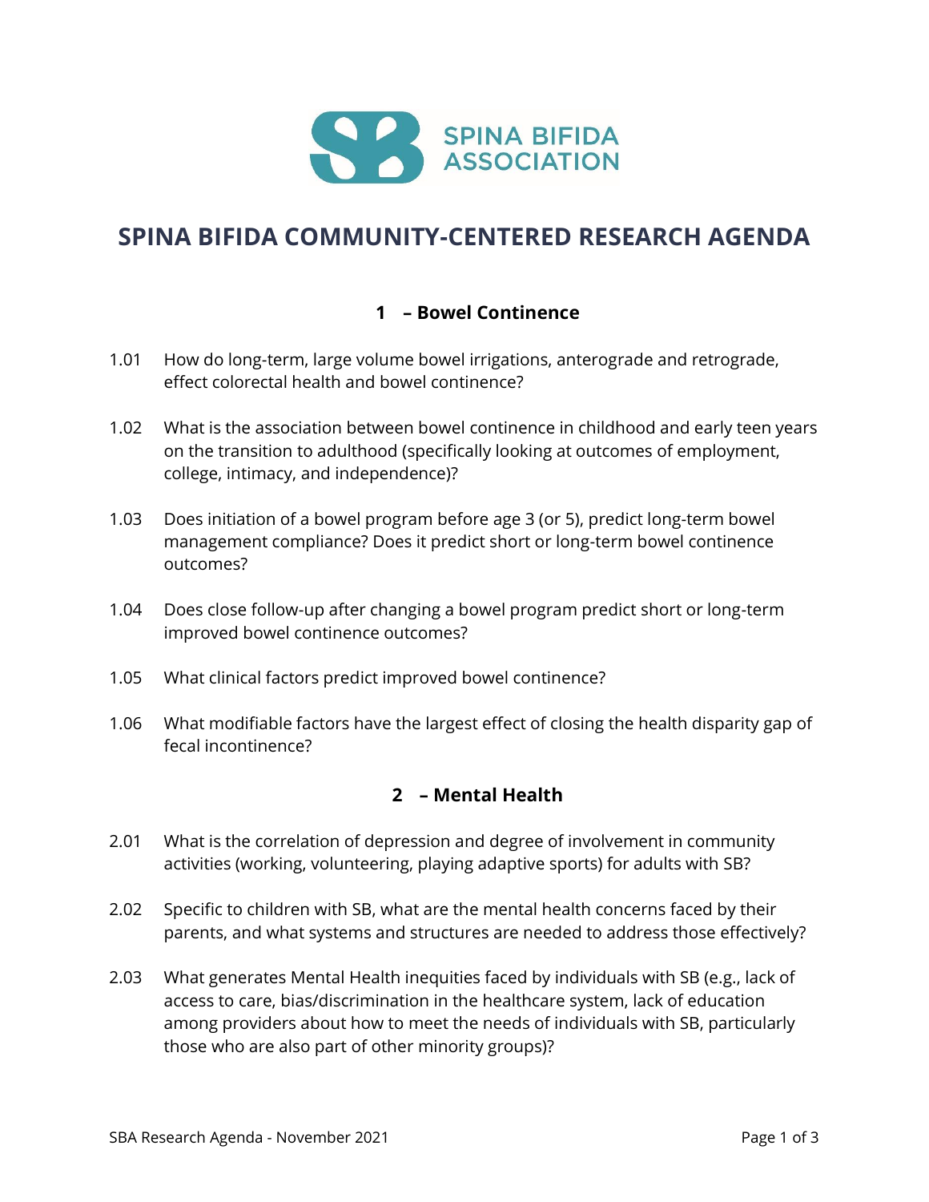SPINA BIFIDA ASSOCIATION

# SPINA BIFIDA COMMUNITY-CENTERED RESEARCH AGENDA

## 1 – Bowel Continence

1.01 How do long-term, large volume bowel irrigations, anterograde and retrograde, effect colorectal health and bowel continence?

1.02 What is the association between bowel continence in childhood and early teen years on the transition to adulthood (specifically looking at outcomes of employment, college, intimacy, and independence)?

1.03 Does initiation of a bowel program before age 3 (or 5), predict long-term bowel management compliance? Does it predict short or long-term bowel continence outcomes?

1.04 Does close follow-up after changing a bowel program predict short or long-term improved bowel continence outcomes?

1.05 What clinical factors predict improved bowel continence?

1.06 What modifiable factors have the largest effect of closing the health disparity gap of fecal incontinence?

## 2 – Mental Health

2.01 What is the correlation of depression and degree of involvement in community activities (working, volunteering, playing adaptive sports) for adults with SB?

2.02 Specific to children with SB, what are the mental health concerns faced by their parents, and what systems and structures are needed to address those effectively?

2.03 What generates Mental Health inequities faced by individuals with SB (e.g., lack of access to care, bias/discrimination in the healthcare system, lack of education among providers about how to meet the needs of individuals with SB, particularly those who are also part of other minority groups)?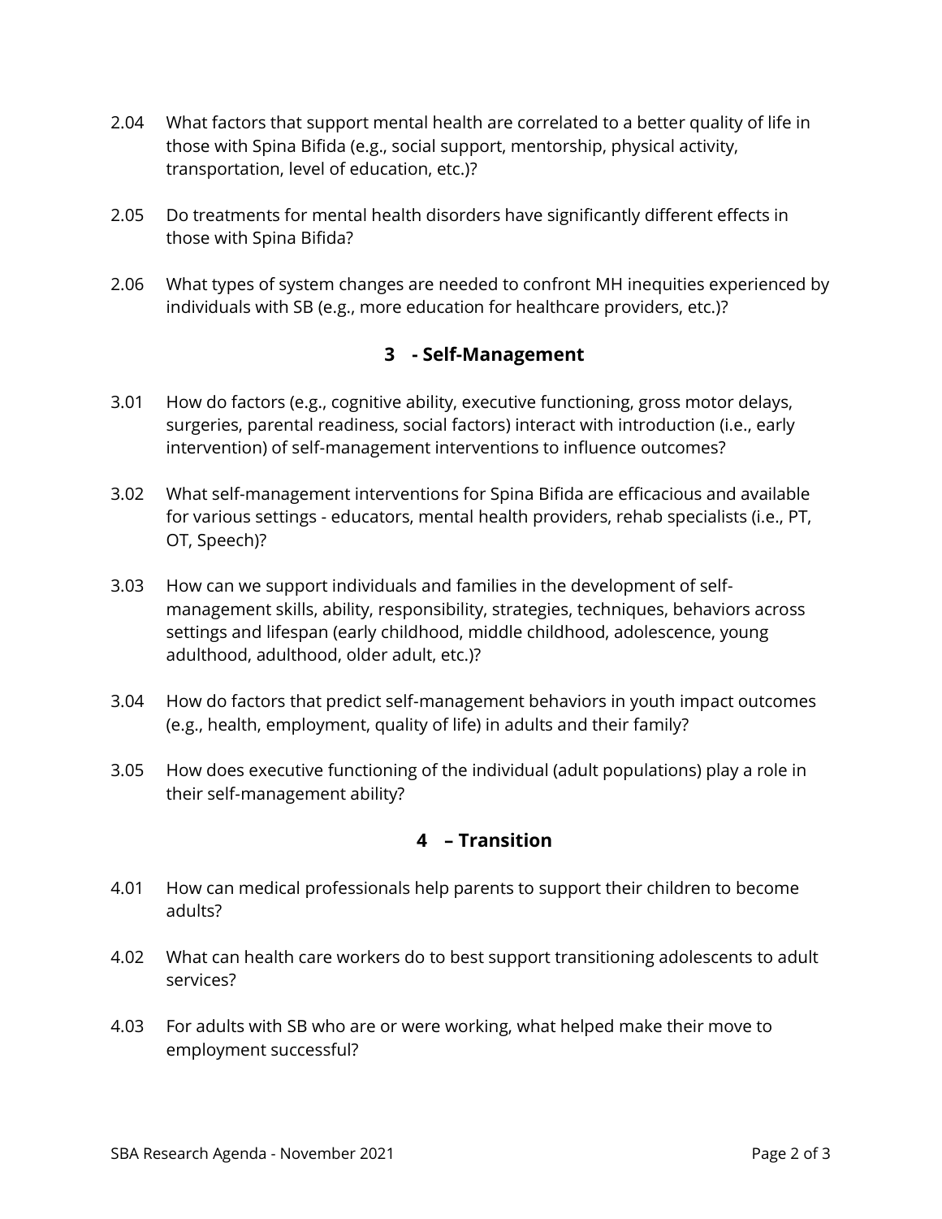2.04 What factors that support mental health are correlated to a better quality of life in those with Spina Bifida (e.g., social support, mentorship, physical activity, transportation, level of education, etc.)?

2.05 Do treatments for mental health disorders have significantly different effects in those with Spina Bifida?

2.06 What types of system changes are needed to confront MH inequities experienced by individuals with SB (e.g., more education for healthcare providers, etc.)?

## 3 - Self-Management

3.01 How do factors (e.g., cognitive ability, executive functioning, gross motor delays, surgeries, parental readiness, social factors) interact with introduction (i.e., early intervention) of self-management interventions to influence outcomes?

3.02 What self-management interventions for Spina Bifida are efficacious and available for various settings - educators, mental health providers, rehab specialists (i.e., PT, OT, Speech)?

3.03 How can we support individuals and families in the development of self-management skills, ability, responsibility, strategies, techniques, behaviors across settings and lifespan (early childhood, middle childhood, adolescence, young adulthood, adulthood, older adult, etc.)?

3.04 How do factors that predict self-management behaviors in youth impact outcomes (e.g., health, employment, quality of life) in adults and their family?

3.05 How does executive functioning of the individual (adult populations) play a role in their self-management ability?

## 4 – Transition

4.01 How can medical professionals help parents to support their children to become adults?

4.02 What can health care workers do to best support transitioning adolescents to adult services?

4.03 For adults with SB who are or were working, what helped make their move to employment successful?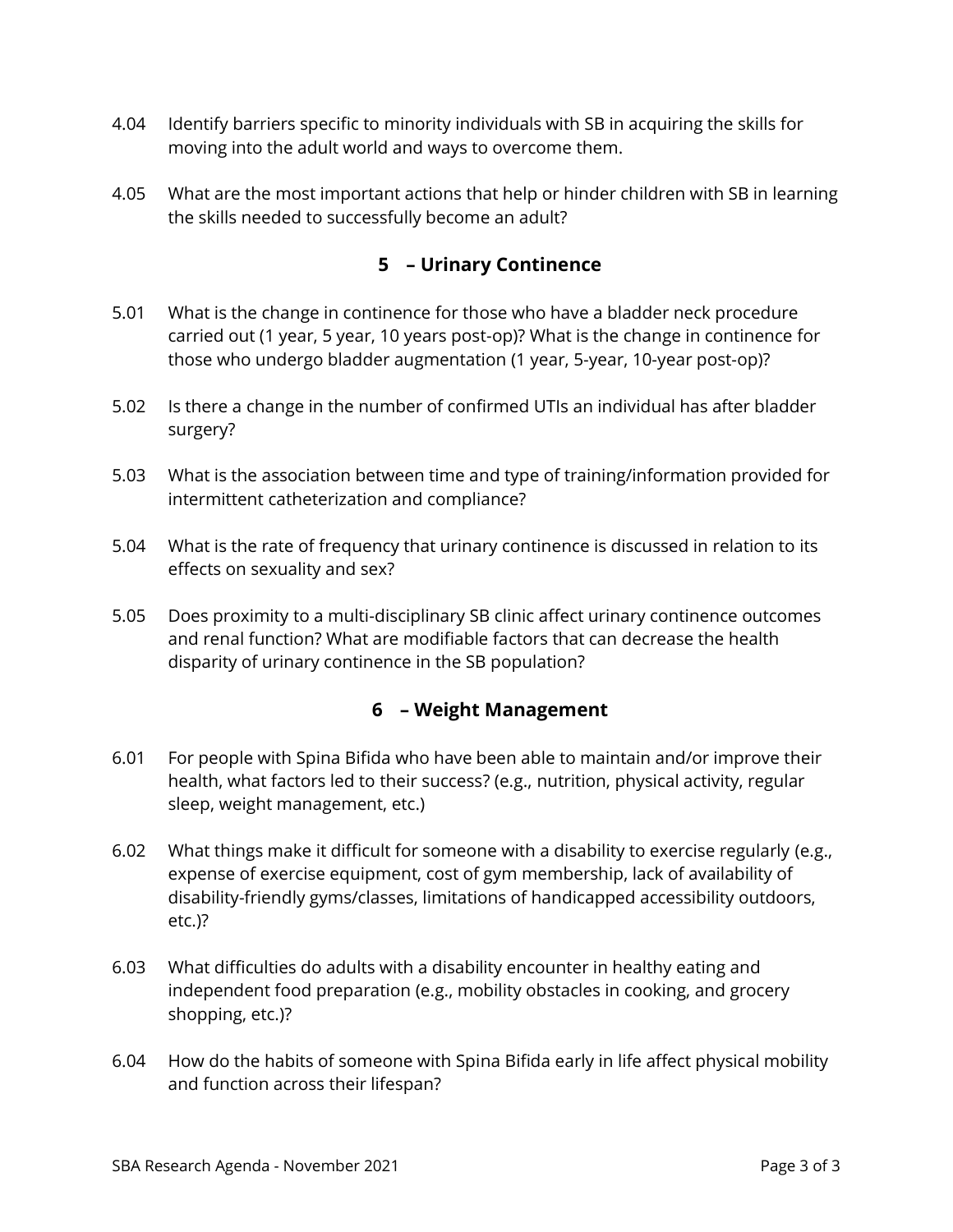4.04 Identify barriers specific to minority individuals with SB in acquiring the skills for moving into the adult world and ways to overcome them.

4.05 What are the most important actions that help or hinder children with SB in learning the skills needed to successfully become an adult?

## 5 – Urinary Continence

5.01 What is the change in continence for those who have a bladder neck procedure carried out (1 year, 5 year, 10 years post-op)? What is the change in continence for those who undergo bladder augmentation (1 year, 5-year, 10-year post-op)?

5.02 Is there a change in the number of confirmed UTIs an individual has after bladder surgery?

5.03 What is the association between time and type of training/information provided for intermittent catheterization and compliance?

5.04 What is the rate of frequency that urinary continence is discussed in relation to its effects on sexuality and sex?

5.05 Does proximity to a multi-disciplinary SB clinic affect urinary continence outcomes and renal function? What are modifiable factors that can decrease the health disparity of urinary continence in the SB population?

## 6 – Weight Management

6.01 For people with Spina Bifida who have been able to maintain and/or improve their health, what factors led to their success? (e.g., nutrition, physical activity, regular sleep, weight management, etc.)

6.02 What things make it difficult for someone with a disability to exercise regularly (e.g., expense of exercise equipment, cost of gym membership, lack of availability of disability-friendly gyms/classes, limitations of handicapped accessibility outdoors, etc.)?

6.03 What difficulties do adults with a disability encounter in healthy eating and independent food preparation (e.g., mobility obstacles in cooking, and grocery shopping, etc.)?

6.04 How do the habits of someone with Spina Bifida early in life affect physical mobility and function across their lifespan?